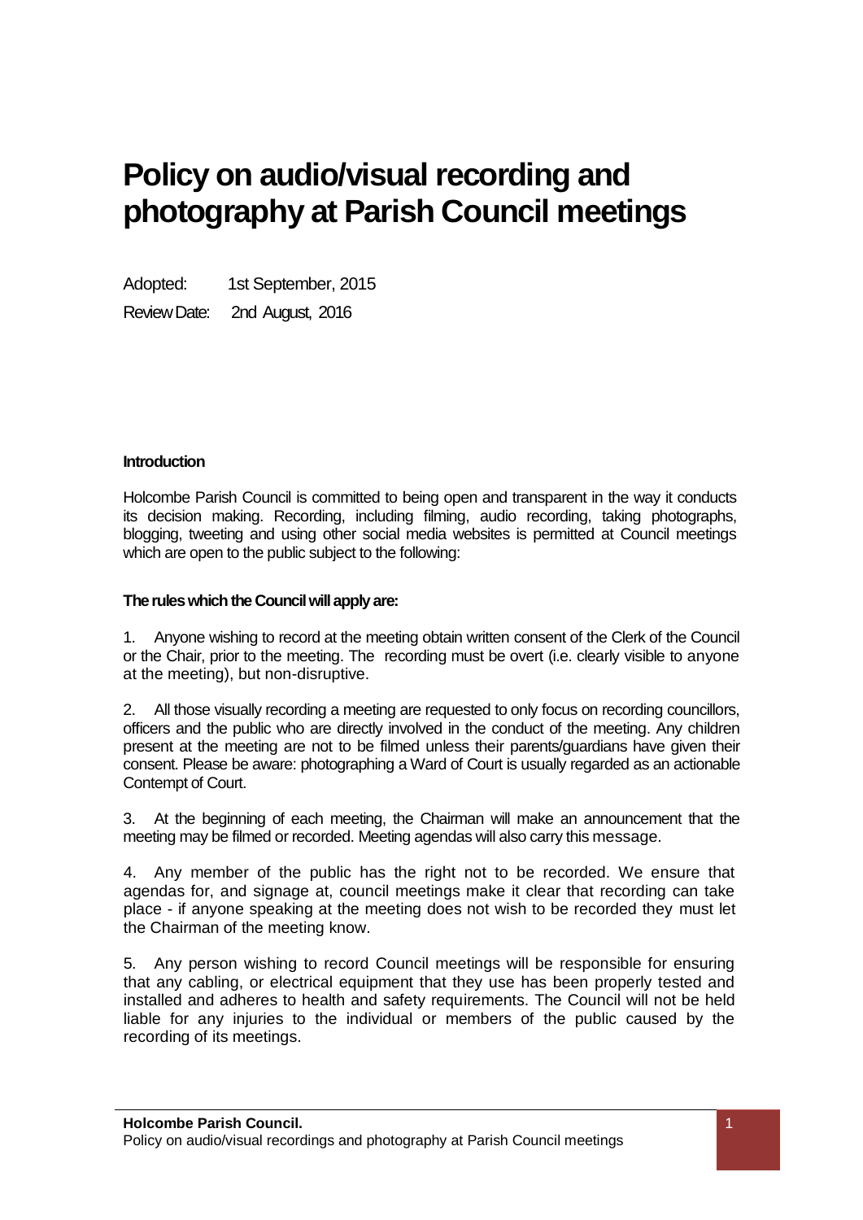# Policy on audio/visual recording and photography at Parish Council meetings

Adopted: 1st September, 2015

Review Date: 2nd August, 2016

**Introduction**

Holcombe Parish Council is committed to being open and transparent in the way it conducts its decision making. Recording, including filming, audio recording, taking photographs, blogging, tweeting and using other social media websites is permitted at Council meetings which are open to the public subject to the following:

**The rules which the Council will apply are:**

1. Anyone wishing to record at the meeting obtain written consent of the Clerk of the Council or the Chair, prior to the meeting. The recording must be overt (i.e. clearly visible to anyone at the meeting), but non-disruptive.

2. All those visually recording a meeting are requested to only focus on recording councillors, officers and the public who are directly involved in the conduct of the meeting. Any children present at the meeting are not to be filmed unless their parents/guardians have given their consent. Please be aware: photographing a Ward of Court is usually regarded as an actionable Contempt of Court.

3. At the beginning of each meeting, the Chairman will make an announcement that the meeting may be filmed or recorded. Meeting agendas will also carry this message.

4. Any member of the public has the right not to be recorded. We ensure that agendas for, and signage at, council meetings make it clear that recording can take place - if anyone speaking at the meeting does not wish to be recorded they must let the Chairman of the meeting know.

5. Any person wishing to record Council meetings will be responsible for ensuring that any cabling, or electrical equipment that they use has been properly tested and installed and adheres to health and safety requirements. The Council will not be held liable for any injuries to the individual or members of the public caused by the recording of its meetings.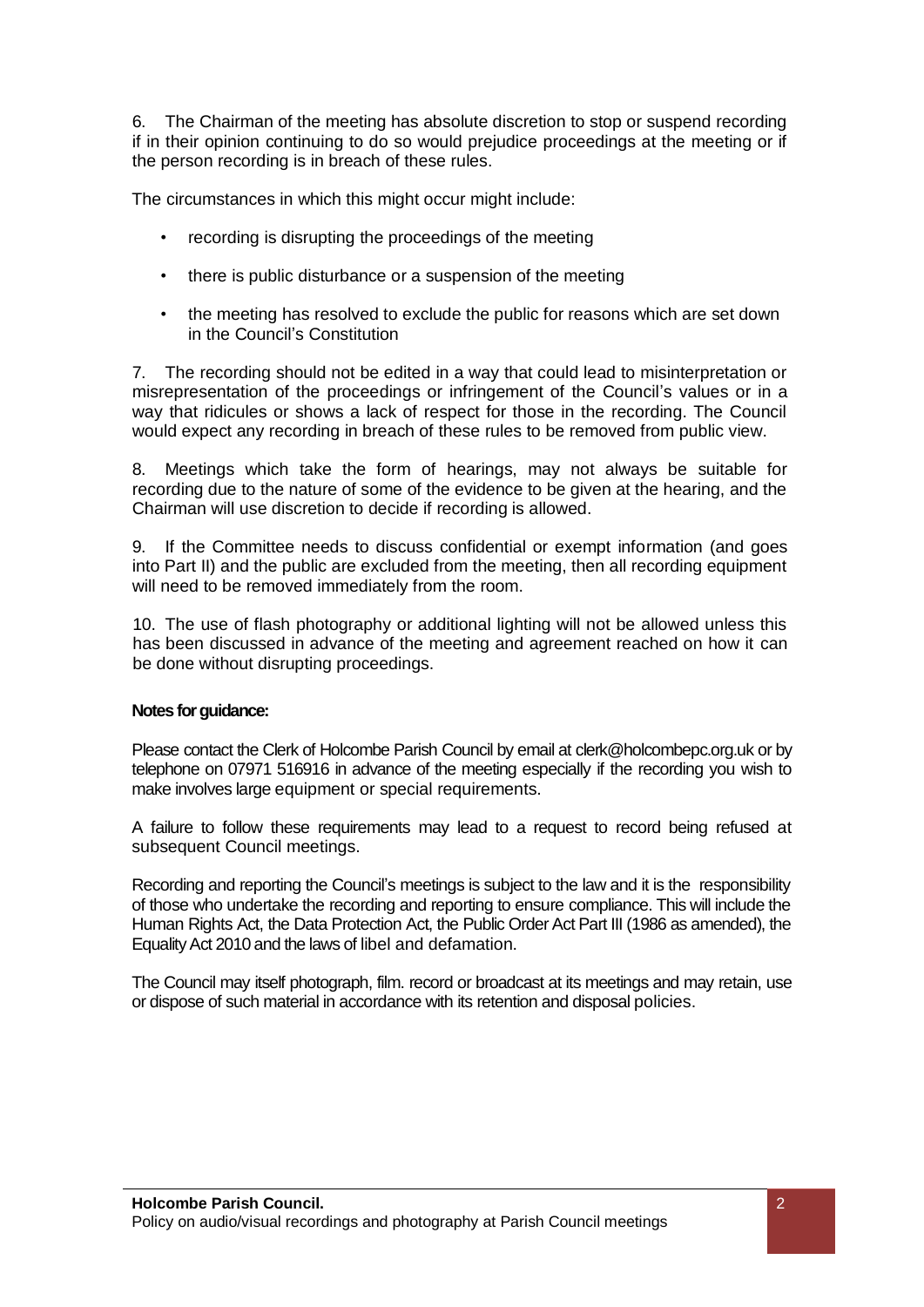6. The Chairman of the meeting has absolute discretion to stop or suspend recording if in their opinion continuing to do so would prejudice proceedings at the meeting or if the person recording is in breach of these rules.

The circumstances in which this might occur might include:

- recording is disrupting the proceedings of the meeting
- there is public disturbance or a suspension of the meeting
- the meeting has resolved to exclude the public for reasons which are set down in the Council's Constitution

7. The recording should not be edited in a way that could lead to misinterpretation or misrepresentation of the proceedings or infringement of the Council's values or in a way that ridicules or shows a lack of respect for those in the recording. The Council would expect any recording in breach of these rules to be removed from public view.

8. Meetings which take the form of hearings, may not always be suitable for recording due to the nature of some of the evidence to be given at the hearing, and the Chairman will use discretion to decide if recording is allowed.

9. If the Committee needs to discuss confidential or exempt information (and goes into Part II) and the public are excluded from the meeting, then all recording equipment will need to be removed immediately from the room.

10. The use of flash photography or additional lighting will not be allowed unless this has been discussed in advance of the meeting and agreement reached on how it can be done without disrupting proceedings.

**Notes for guidance:**

Please contact the Clerk of Holcombe Parish Council by email at clerk@holcombepc.org.uk or by telephone on 07971 516916 in advance of the meeting especially if the recording you wish to make involves large equipment or special requirements.

A failure to follow these requirements may lead to a request to record being refused at subsequent Council meetings.

Recording and reporting the Council's meetings is subject to the law and it is the responsibility of those who undertake the recording and reporting to ensure compliance. This will include the Human Rights Act, the Data Protection Act, the Public Order Act Part III (1986 as amended), the Equality Act 2010 and the laws of libel and defamation.

The Council may itself photograph, film. record or broadcast at its meetings and may retain, use or dispose of such material in accordance with its retention and disposal policies.